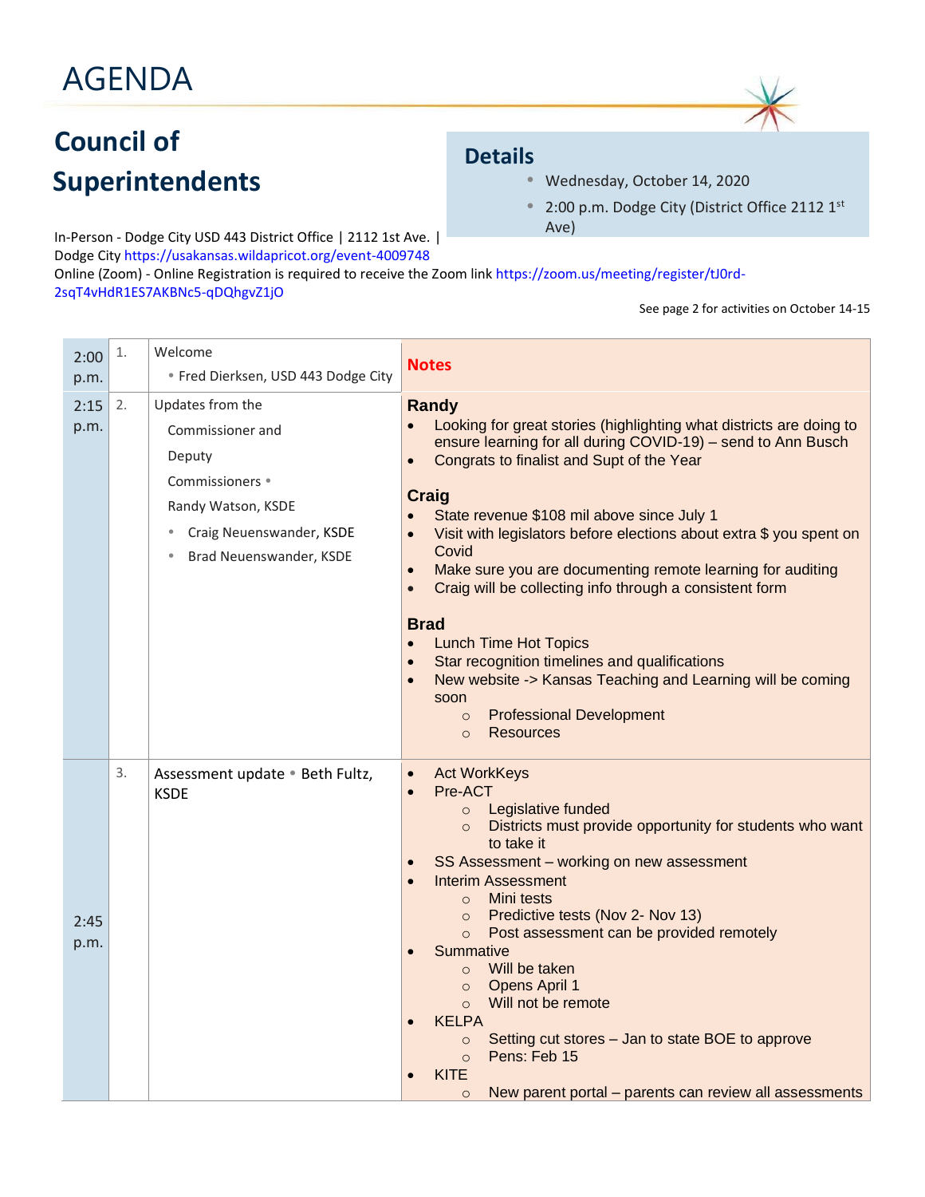# AGENDA

## Council of Superintendents

### Details

- Wednesday, October 14, 2020
- 2:00 p.m. Dodge City (District Office 2112 1st Ave)

In-Person - Dodge City USD 443 District Office | 2112 1st Ave. | Dodge City https://usakansas.wildapricot.org/event-4009748
Online (Zoom) - Online Registration is required to receive the Zoom link https://zoom.us/meeting/register/tJ0rd-2sqT4vHdR1ES7AKBNc5-qDQhgvZ1jO

See page 2 for activities on October 14-15

| Time | # | Item | Notes |
|---|---|---|---|
| 2:00 p.m. | 1. | Welcome<br>• Fred Dierksen, USD 443 Dodge City | **Notes** |
| 2:15 p.m. | 2. | Updates from the Commissioner and Deputy Commissioners •<br>Randy Watson, KSDE<br>• Craig Neuenswander, KSDE<br>• Brad Neuenswander, KSDE | **Randy**<br>• Looking for great stories (highlighting what districts are doing to ensure learning for all during COVID-19) – send to Ann Busch<br>• Congrats to finalist and Supt of the Year<br><br>**Craig**<br>• State revenue $108 mil above since July 1<br>• Visit with legislators before elections about extra $ you spent on Covid<br>• Make sure you are documenting remote learning for auditing<br>• Craig will be collecting info through a consistent form<br><br>**Brad**<br>• Lunch Time Hot Topics<br>• Star recognition timelines and qualifications<br>• New website -> Kansas Teaching and Learning will be coming soon<br>  ○ Professional Development<br>  ○ Resources |
| 2:45 p.m. | 3. | Assessment update • Beth Fultz, KSDE | • Act WorkKeys<br>• Pre-ACT<br>  ○ Legislative funded<br>  ○ Districts must provide opportunity for students who want to take it<br>• SS Assessment – working on new assessment<br>• Interim Assessment<br>  ○ Mini tests<br>  ○ Predictive tests (Nov 2- Nov 13)<br>  ○ Post assessment can be provided remotely<br>• Summative<br>  ○ Will be taken<br>  ○ Opens April 1<br>  ○ Will not be remote<br>• KELPA<br>  ○ Setting cut stores – Jan to state BOE to approve<br>  ○ Pens: Feb 15<br>• KITE<br>  ○ New parent portal – parents can review all assessments |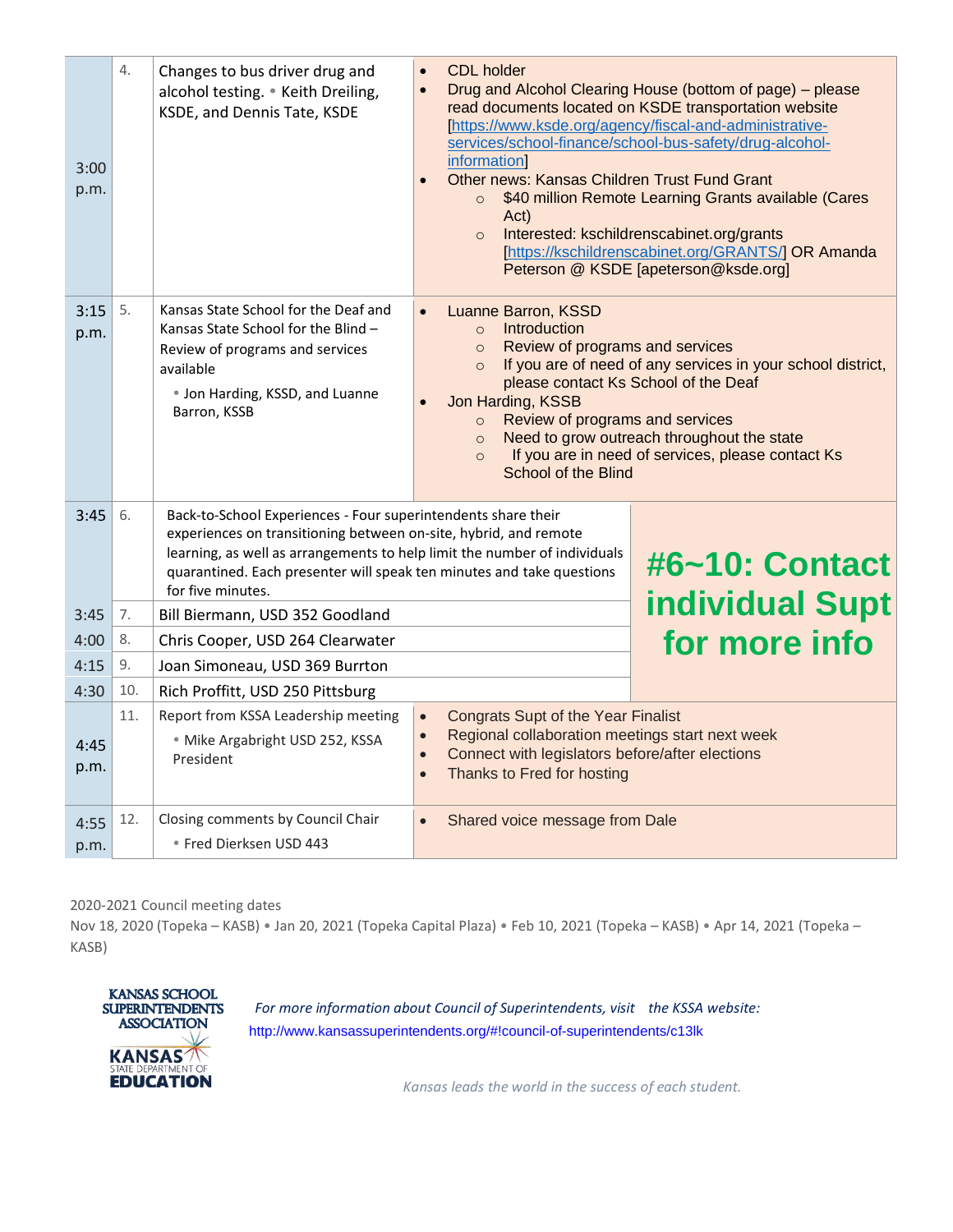| Time | # | Agenda Item | Notes |
|---|---|---|---|
| 3:00 p.m. | 4. | Changes to bus driver drug and alcohol testing. • Keith Dreiling, KSDE, and Dennis Tate, KSDE | • CDL holder<br>• Drug and Alcohol Clearing House (bottom of page) – please read documents located on KSDE transportation website [https://www.ksde.org/agency/fiscal-and-administrative-services/school-finance/school-bus-safety/drug-alcohol-information]<br>• Other news: Kansas Children Trust Fund Grant<br>  ○ $40 million Remote Learning Grants available (Cares Act)<br>  ○ Interested: kschildrenscabinet.org/grants [https://kschildrenscabinet.org/GRANTS/] OR Amanda Peterson @ KSDE [apeterson@ksde.org] |
| 3:15 p.m. | 5. | Kansas State School for the Deaf and Kansas State School for the Blind – Review of programs and services available<br>• Jon Harding, KSSD, and Luanne Barron, KSSB | • Luanne Barron, KSSD<br>  ○ Introduction<br>  ○ Review of programs and services<br>  ○ If you are of need of any services in your school district, please contact Ks School of the Deaf<br>• Jon Harding, KSSB<br>  ○ Review of programs and services<br>  ○ Need to grow outreach throughout the state<br>  ○ If you are in need of services, please contact Ks School of the Blind |
| 3:45 | 6. | Back-to-School Experiences - Four superintendents share their experiences on transitioning between on-site, hybrid, and remote learning, as well as arrangements to help limit the number of individuals quarantined. Each presenter will speak ten minutes and take questions for five minutes. | **#6~10: Contact individual Supt for more info** |
| 3:45 | 7. | Bill Biermann, USD 352 Goodland | |
| 4:00 | 8. | Chris Cooper, USD 264 Clearwater | |
| 4:15 | 9. | Joan Simoneau, USD 369 Burrton | |
| 4:30 | 10. | Rich Proffitt, USD 250 Pittsburg | |
| 4:45 p.m. | 11. | Report from KSSA Leadership meeting<br>• Mike Argabright USD 252, KSSA President | • Congrats Supt of the Year Finalist<br>• Regional collaboration meetings start next week<br>• Connect with legislators before/after elections<br>• Thanks to Fred for hosting |
| 4:55 p.m. | 12. | Closing comments by Council Chair<br>• Fred Dierksen USD 443 | • Shared voice message from Dale |

2020-2021 Council meeting dates

Nov 18, 2020 (Topeka – KASB) • Jan 20, 2021 (Topeka Capital Plaza) • Feb 10, 2021 (Topeka – KASB) • Apr 14, 2021 (Topeka – KASB)

KANSAS SCHOOL SUPERINTENDENTS ASSOCIATION

KANSAS STATE DEPARTMENT OF EDUCATION

*For more information about Council of Superintendents, visit the KSSA website:*
http://www.kansassuperintendents.org/#!council-of-superintendents/c13lk

*Kansas leads the world in the success of each student.*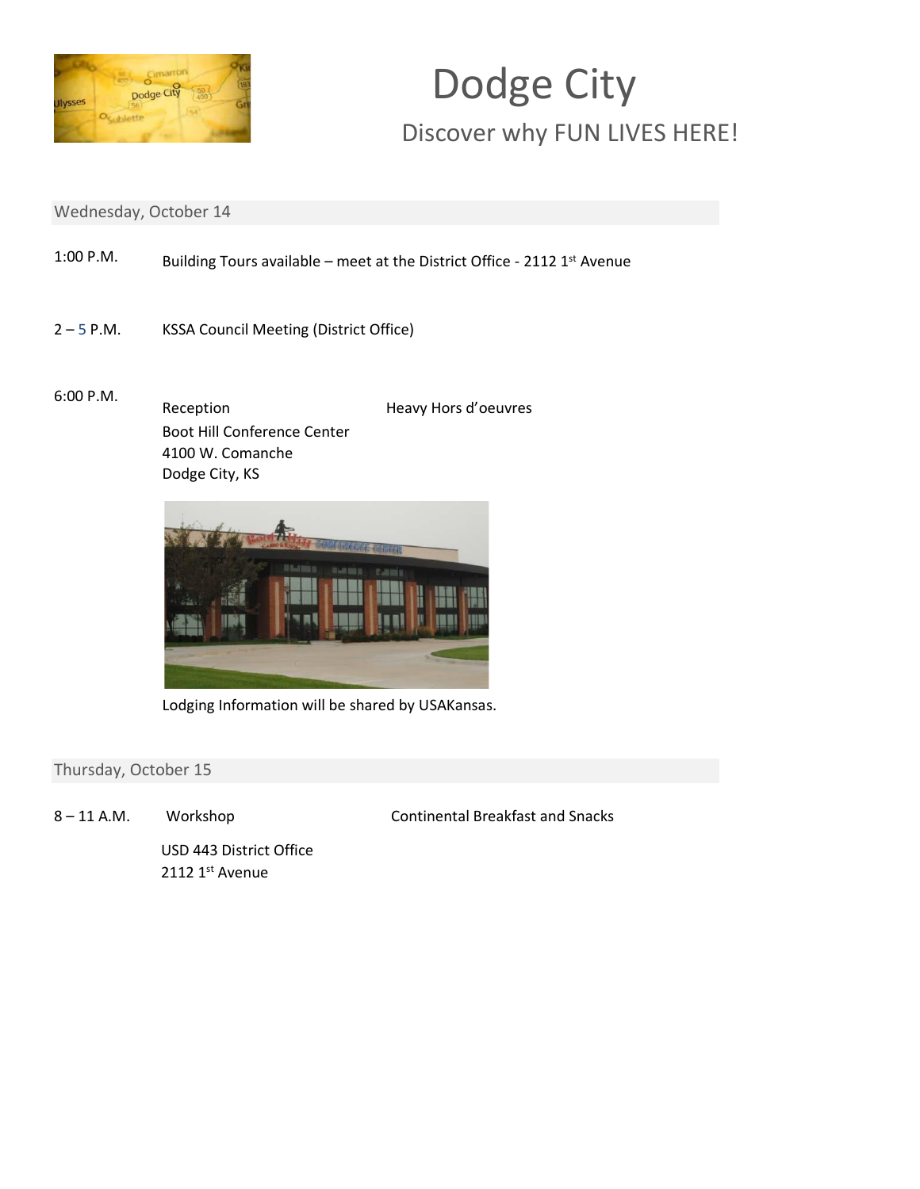# Dodge City

## Discover why FUN LIVES HERE!

### Wednesday, October 14

1:00 P.M. Building Tours available – meet at the District Office - 2112 1st Avenue

2 – 5 P.M. KSSA Council Meeting (District Office)

6:00 P.M. Reception Heavy Hors d'oeuvres

Boot Hill Conference Center
4100 W. Comanche
Dodge City, KS

Lodging Information will be shared by USAKansas.

### Thursday, October 15

8 – 11 A.M. Workshop Continental Breakfast and Snacks

USD 443 District Office
2112 1st Avenue